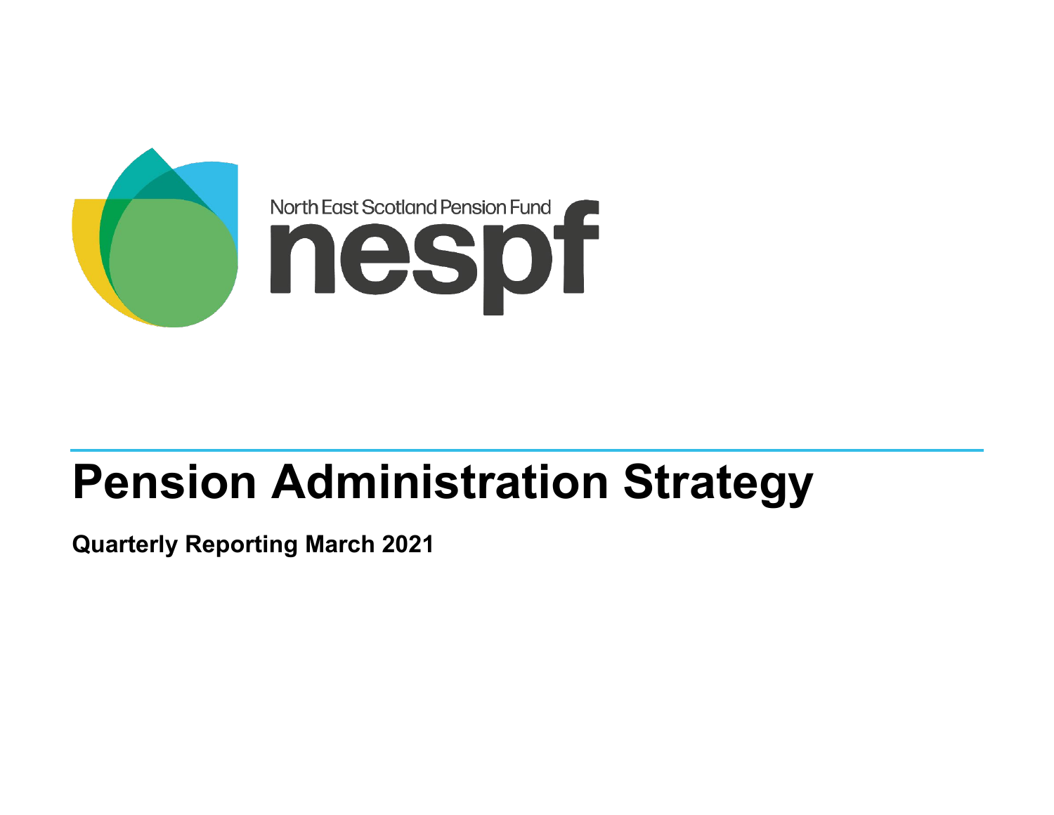North East Scotland Pension Fund

nespf

# Pension Administration Strategy

**Quarterly Reporting March 2021**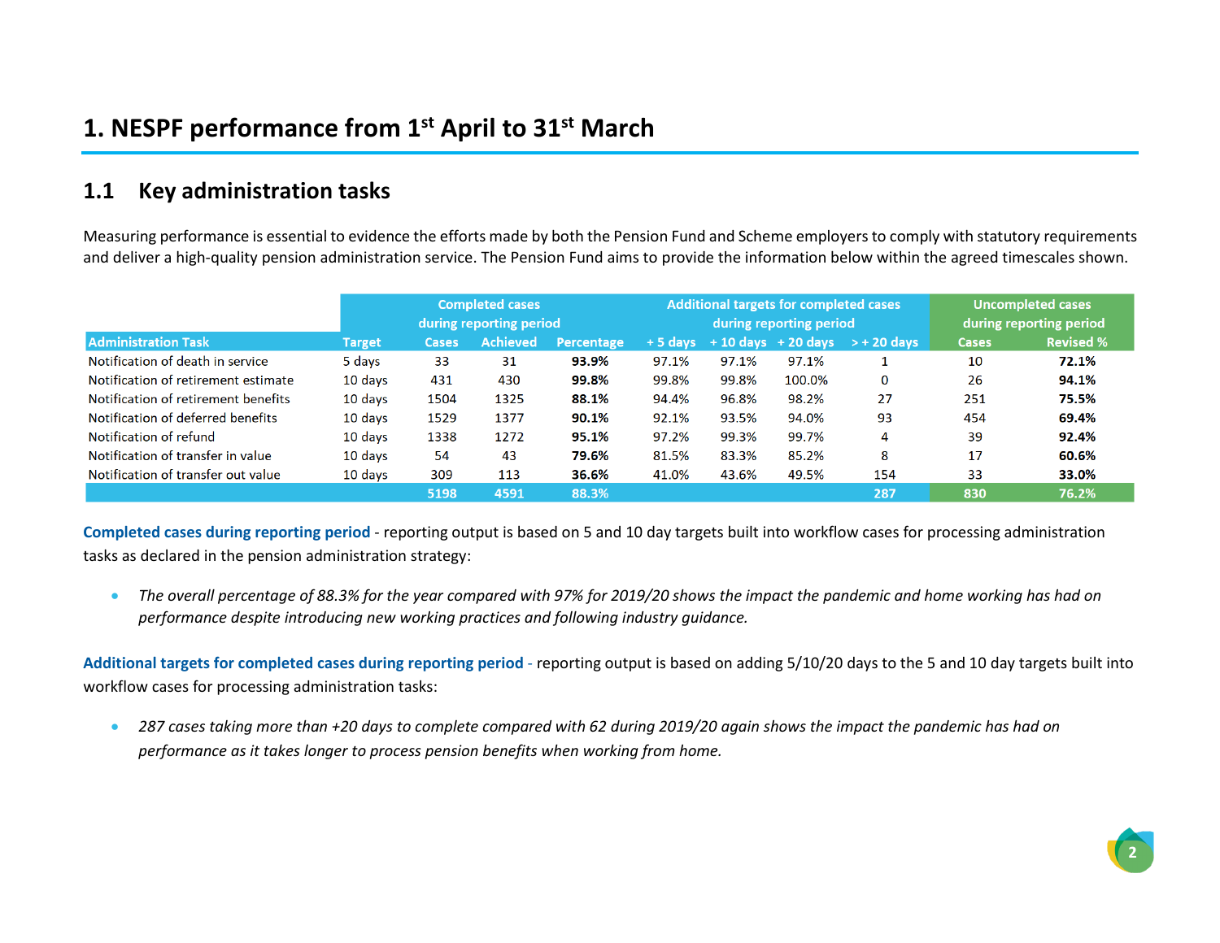# 1. NESPF performance from 1st April to 31st March

## 1.1 Key administration tasks

Measuring performance is essential to evidence the efforts made by both the Pension Fund and Scheme employers to comply with statutory requirements and deliver a high-quality pension administration service. The Pension Fund aims to provide the information below within the agreed timescales shown.

| | | Completed cases during reporting period | | | Additional targets for completed cases during reporting period | | | | Uncompleted cases during reporting period | |
|---|---|---|---|---|---|---|---|---|---|---|
| **Administration Task** | **Target** | **Cases** | **Achieved** | **Percentage** | **+ 5 days** | **+ 10 days** | **+ 20 days** | **> + 20 days** | **Cases** | **Revised %** |
| Notification of death in service | 5 days | 33 | 31 | **93.9%** | 97.1% | 97.1% | 97.1% | 1 | 10 | **72.1%** |
| Notification of retirement estimate | 10 days | 431 | 430 | **99.8%** | 99.8% | 99.8% | 100.0% | 0 | 26 | **94.1%** |
| Notification of retirement benefits | 10 days | 1504 | 1325 | **88.1%** | 94.4% | 96.8% | 98.2% | 27 | 251 | **75.5%** |
| Notification of deferred benefits | 10 days | 1529 | 1377 | **90.1%** | 92.1% | 93.5% | 94.0% | 93 | 454 | **69.4%** |
| Notification of refund | 10 days | 1338 | 1272 | **95.1%** | 97.2% | 99.3% | 99.7% | 4 | 39 | **92.4%** |
| Notification of transfer in value | 10 days | 54 | 43 | **79.6%** | 81.5% | 83.3% | 85.2% | 8 | 17 | **60.6%** |
| Notification of transfer out value | 10 days | 309 | 113 | **36.6%** | 41.0% | 43.6% | 49.5% | 154 | 33 | **33.0%** |
| | | **5198** | **4591** | **88.3%** | | | | **287** | **830** | **76.2%** |

**Completed cases during reporting period** - reporting output is based on 5 and 10 day targets built into workflow cases for processing administration tasks as declared in the pension administration strategy:

- *The overall percentage of 88.3% for the year compared with 97% for 2019/20 shows the impact the pandemic and home working has had on performance despite introducing new working practices and following industry guidance.*

**Additional targets for completed cases during reporting period** - reporting output is based on adding 5/10/20 days to the 5 and 10 day targets built into workflow cases for processing administration tasks:

- *287 cases taking more than +20 days to complete compared with 62 during 2019/20 again shows the impact the pandemic has had on performance as it takes longer to process pension benefits when working from home.*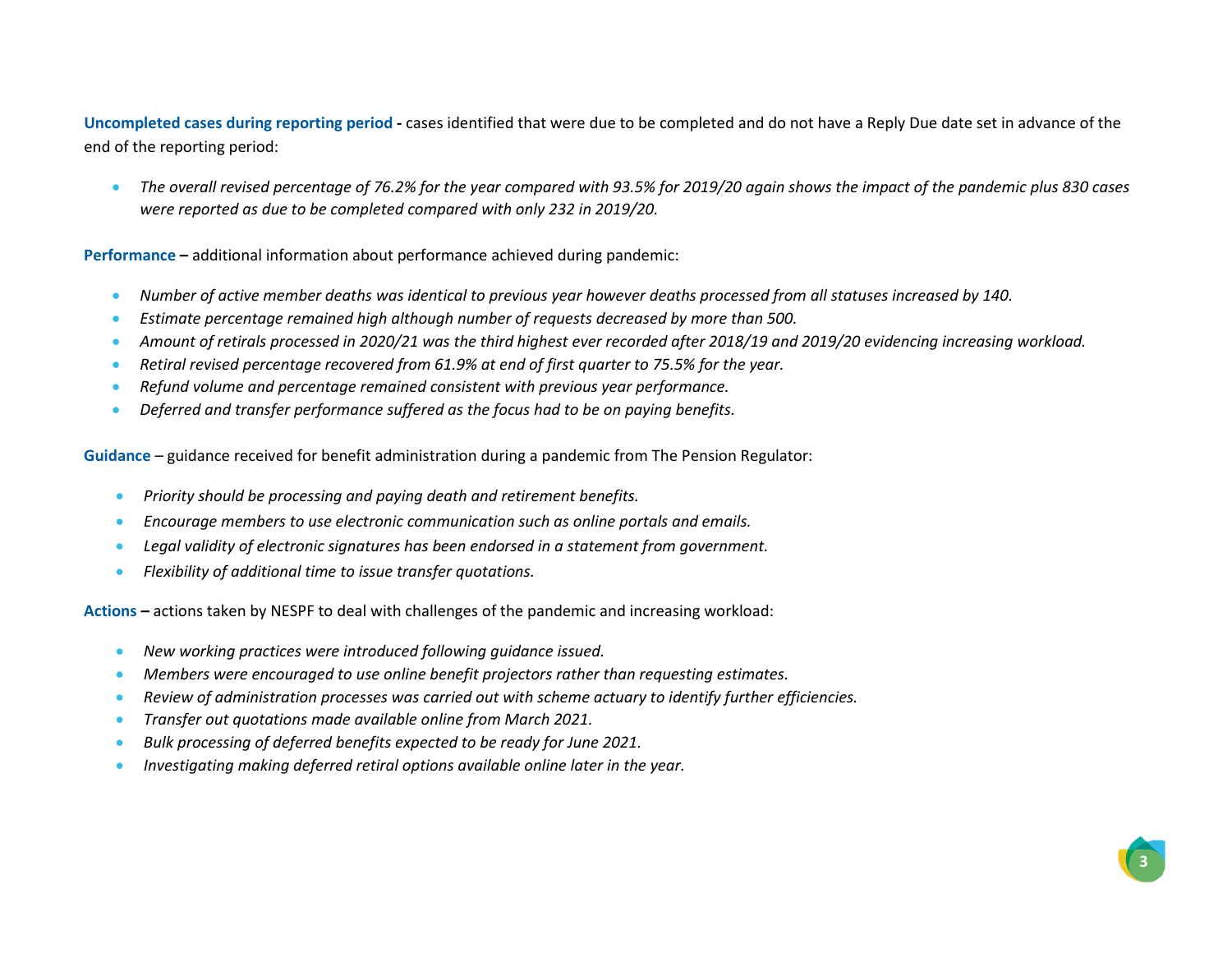**Uncompleted cases during reporting period -** cases identified that were due to be completed and do not have a Reply Due date set in advance of the end of the reporting period:

- *The overall revised percentage of 76.2% for the year compared with 93.5% for 2019/20 again shows the impact of the pandemic plus 830 cases were reported as due to be completed compared with only 232 in 2019/20.*

**Performance –** additional information about performance achieved during pandemic:

- *Number of active member deaths was identical to previous year however deaths processed from all statuses increased by 140.*
- *Estimate percentage remained high although number of requests decreased by more than 500.*
- *Amount of retirals processed in 2020/21 was the third highest ever recorded after 2018/19 and 2019/20 evidencing increasing workload.*
- *Retiral revised percentage recovered from 61.9% at end of first quarter to 75.5% for the year.*
- *Refund volume and percentage remained consistent with previous year performance.*
- *Deferred and transfer performance suffered as the focus had to be on paying benefits.*

**Guidance** – guidance received for benefit administration during a pandemic from The Pension Regulator:

- *Priority should be processing and paying death and retirement benefits.*
- *Encourage members to use electronic communication such as online portals and emails.*
- *Legal validity of electronic signatures has been endorsed in a statement from government.*
- *Flexibility of additional time to issue transfer quotations.*

**Actions –** actions taken by NESPF to deal with challenges of the pandemic and increasing workload:

- *New working practices were introduced following guidance issued.*
- *Members were encouraged to use online benefit projectors rather than requesting estimates.*
- *Review of administration processes was carried out with scheme actuary to identify further efficiencies.*
- *Transfer out quotations made available online from March 2021.*
- *Bulk processing of deferred benefits expected to be ready for June 2021.*
- *Investigating making deferred retiral options available online later in the year.*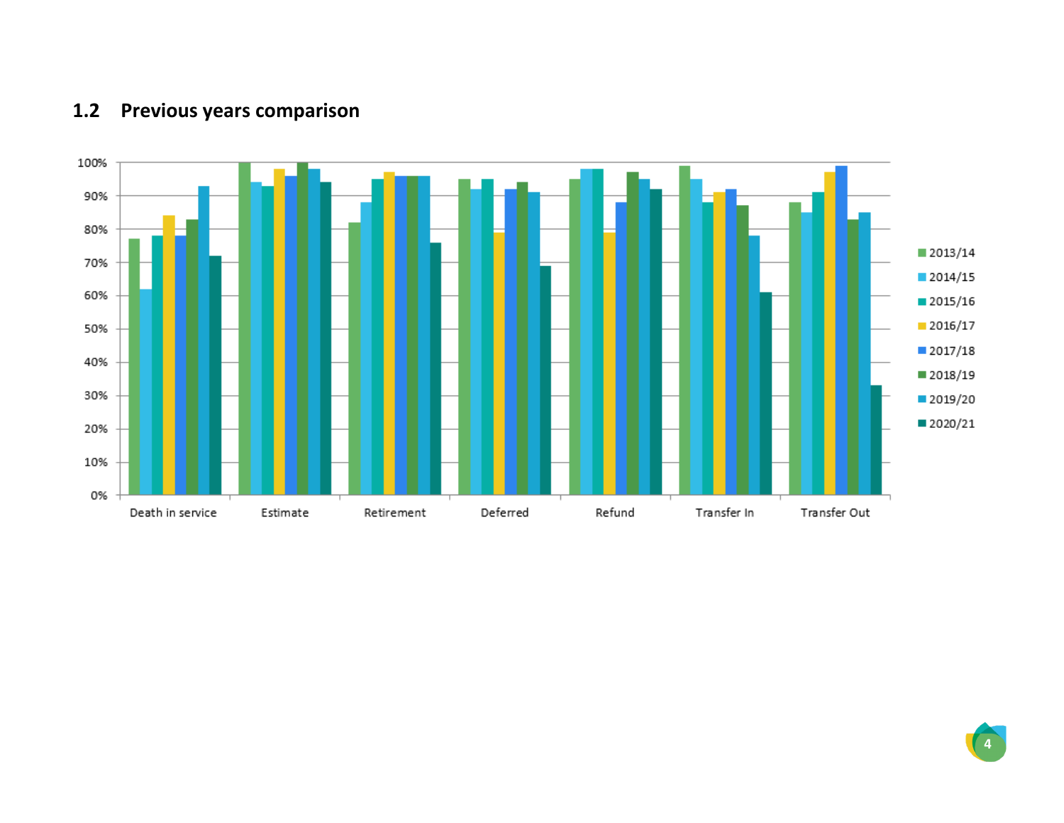## 1.2 Previous years comparison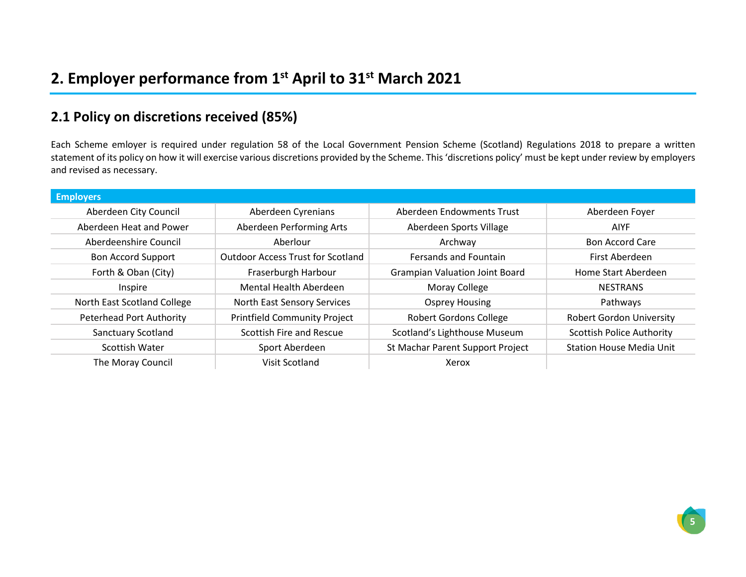# 2. Employer performance from 1st April to 31st March 2021

## 2.1 Policy on discretions received (85%)

Each Scheme emloyer is required under regulation 58 of the Local Government Pension Scheme (Scotland) Regulations 2018 to prepare a written statement of its policy on how it will exercise various discretions provided by the Scheme. This 'discretions policy' must be kept under review by employers and revised as necessary.

| Employers | | | |
|---|---|---|---|
| Aberdeen City Council | Aberdeen Cyrenians | Aberdeen Endowments Trust | Aberdeen Foyer |
| Aberdeen Heat and Power | Aberdeen Performing Arts | Aberdeen Sports Village | AIYF |
| Aberdeenshire Council | Aberlour | Archway | Bon Accord Care |
| Bon Accord Support | Outdoor Access Trust for Scotland | Fersands and Fountain | First Aberdeen |
| Forth & Oban (City) | Fraserburgh Harbour | Grampian Valuation Joint Board | Home Start Aberdeen |
| Inspire | Mental Health Aberdeen | Moray College | NESTRANS |
| North East Scotland College | North East Sensory Services | Osprey Housing | Pathways |
| Peterhead Port Authority | Printfield Community Project | Robert Gordons College | Robert Gordon University |
| Sanctuary Scotland | Scottish Fire and Rescue | Scotland's Lighthouse Museum | Scottish Police Authority |
| Scottish Water | Sport Aberdeen | St Machar Parent Support Project | Station House Media Unit |
| The Moray Council | Visit Scotland | Xerox | |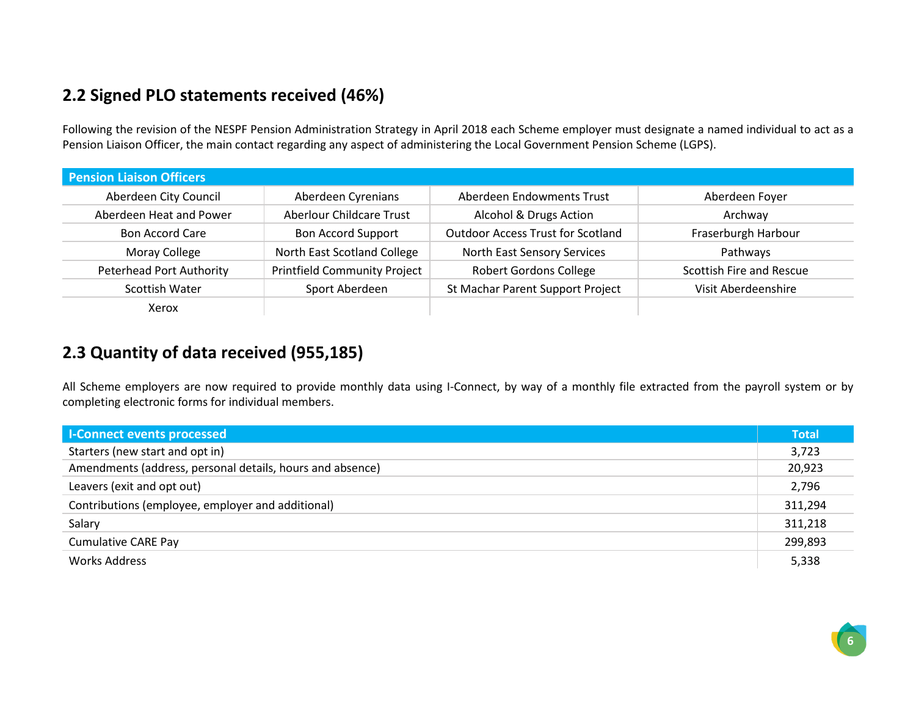## 2.2 Signed PLO statements received (46%)

Following the revision of the NESPF Pension Administration Strategy in April 2018 each Scheme employer must designate a named individual to act as a Pension Liaison Officer, the main contact regarding any aspect of administering the Local Government Pension Scheme (LGPS).

| Pension Liaison Officers | | | |
|---|---|---|---|
| Aberdeen City Council | Aberdeen Cyrenians | Aberdeen Endowments Trust | Aberdeen Foyer |
| Aberdeen Heat and Power | Aberlour Childcare Trust | Alcohol & Drugs Action | Archway |
| Bon Accord Care | Bon Accord Support | Outdoor Access Trust for Scotland | Fraserburgh Harbour |
| Moray College | North East Scotland College | North East Sensory Services | Pathways |
| Peterhead Port Authority | Printfield Community Project | Robert Gordons College | Scottish Fire and Rescue |
| Scottish Water | Sport Aberdeen | St Machar Parent Support Project | Visit Aberdeenshire |
| Xerox | | | |

## 2.3 Quantity of data received (955,185)

All Scheme employers are now required to provide monthly data using I-Connect, by way of a monthly file extracted from the payroll system or by completing electronic forms for individual members.

| I-Connect events processed | Total |
|---|---|
| Starters (new start and opt in) | 3,723 |
| Amendments (address, personal details, hours and absence) | 20,923 |
| Leavers (exit and opt out) | 2,796 |
| Contributions (employee, employer and additional) | 311,294 |
| Salary | 311,218 |
| Cumulative CARE Pay | 299,893 |
| Works Address | 5,338 |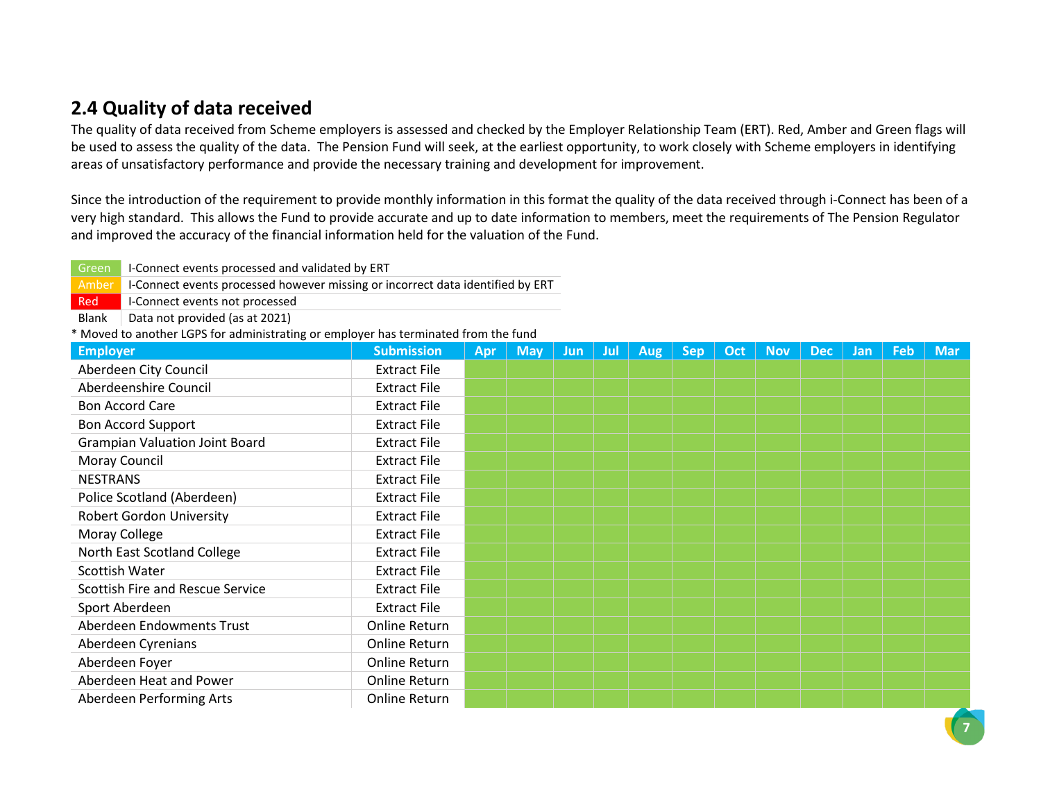## 2.4 Quality of data received

The quality of data received from Scheme employers is assessed and checked by the Employer Relationship Team (ERT). Red, Amber and Green flags will be used to assess the quality of the data. The Pension Fund will seek, at the earliest opportunity, to work closely with Scheme employers in identifying areas of unsatisfactory performance and provide the necessary training and development for improvement.

Since the introduction of the requirement to provide monthly information in this format the quality of the data received through i-Connect has been of a very high standard. This allows the Fund to provide accurate and up to date information to members, meet the requirements of The Pension Regulator and improved the accuracy of the financial information held for the valuation of the Fund.

| Flag | Meaning |
|---|---|
| Green | I-Connect events processed and validated by ERT |
| Amber | I-Connect events processed however missing or incorrect data identified by ERT |
| Red | I-Connect events not processed |
| Blank | Data not provided (as at 2021) |

* Moved to another LGPS for administrating or employer has terminated from the fund

| Employer | Submission | Apr | May | Jun | Jul | Aug | Sep | Oct | Nov | Dec | Jan | Feb | Mar |
|---|---|---|---|---|---|---|---|---|---|---|---|---|---|
| Aberdeen City Council | Extract File | Green | Green | Green | Green | Green | Green | Green | Green | Green | Green | Green | Green |
| Aberdeenshire Council | Extract File | Green | Green | Green | Green | Green | Green | Green | Green | Green | Green | Green | Green |
| Bon Accord Care | Extract File | Green | Green | Green | Green | Green | Green | Green | Green | Green | Green | Green | Green |
| Bon Accord Support | Extract File | Green | Green | Green | Green | Green | Green | Green | Green | Green | Green | Green | Green |
| Grampian Valuation Joint Board | Extract File | Green | Green | Green | Green | Green | Green | Green | Green | Green | Green | Green | Green |
| Moray Council | Extract File | Green | Green | Green | Green | Green | Green | Green | Green | Green | Green | Green | Green |
| NESTRANS | Extract File | Green | Green | Green | Green | Green | Green | Green | Green | Green | Green | Green | Green |
| Police Scotland (Aberdeen) | Extract File | Green | Green | Green | Green | Green | Green | Green | Green | Green | Green | Green | Green |
| Robert Gordon University | Extract File | Green | Green | Green | Green | Green | Green | Green | Green | Green | Green | Green | Green |
| Moray College | Extract File | Green | Green | Green | Green | Green | Green | Green | Green | Green | Green | Green | Green |
| North East Scotland College | Extract File | Green | Green | Green | Green | Green | Green | Green | Green | Green | Green | Green | Green |
| Scottish Water | Extract File | Green | Green | Green | Green | Green | Green | Green | Green | Green | Green | Green | Green |
| Scottish Fire and Rescue Service | Extract File | Green | Green | Green | Green | Green | Green | Green | Green | Green | Green | Green | Green |
| Sport Aberdeen | Extract File | Green | Green | Green | Green | Green | Green | Green | Green | Green | Green | Green | Green |
| Aberdeen Endowments Trust | Online Return | Green | Green | Green | Green | Green | Green | Green | Green | Green | Green | Green | Green |
| Aberdeen Cyrenians | Online Return | Green | Green | Green | Green | Green | Green | Green | Green | Green | Green | Green | Green |
| Aberdeen Foyer | Online Return | Green | Green | Green | Green | Green | Green | Green | Green | Green | Green | Green | Green |
| Aberdeen Heat and Power | Online Return | Green | Green | Green | Green | Green | Green | Green | Green | Green | Green | Green | Green |
| Aberdeen Performing Arts | Online Return | Green | Green | Green | Green | Green | Green | Green | Green | Green | Green | Green | Green |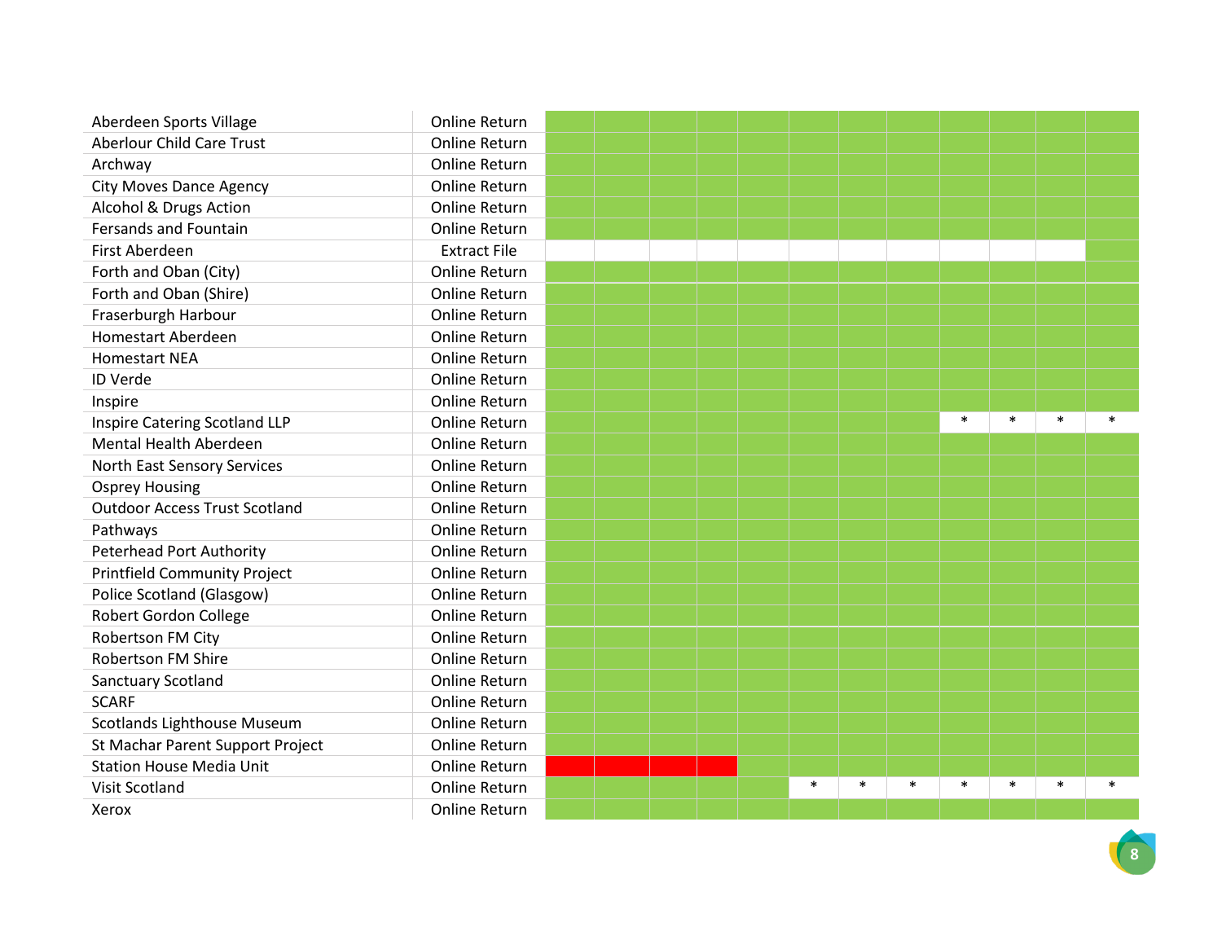| | | | | | | | | | | | | |
|---|---|---|---|---|---|---|---|---|---|---|---|---|
| Aberdeen Sports Village | Online Return | | | | | | | | | | | |
| Aberlour Child Care Trust | Online Return | | | | | | | | | | | |
| Archway | Online Return | | | | | | | | | | | |
| City Moves Dance Agency | Online Return | | | | | | | | | | | |
| Alcohol & Drugs Action | Online Return | | | | | | | | | | | |
| Fersands and Fountain | Online Return | | | | | | | | | | | |
| First Aberdeen | Extract File | | | | | | | | | | | |
| Forth and Oban (City) | Online Return | | | | | | | | | | | |
| Forth and Oban (Shire) | Online Return | | | | | | | | | | | |
| Fraserburgh Harbour | Online Return | | | | | | | | | | | |
| Homestart Aberdeen | Online Return | | | | | | | | | | | |
| Homestart NEA | Online Return | | | | | | | | | | | |
| ID Verde | Online Return | | | | | | | | | | | |
| Inspire | Online Return | | | | | | | | | | | |
| Inspire Catering Scotland LLP | Online Return | | | | | | | | * | * | * | * |
| Mental Health Aberdeen | Online Return | | | | | | | | | | | |
| North East Sensory Services | Online Return | | | | | | | | | | | |
| Osprey Housing | Online Return | | | | | | | | | | | |
| Outdoor Access Trust Scotland | Online Return | | | | | | | | | | | |
| Pathways | Online Return | | | | | | | | | | | |
| Peterhead Port Authority | Online Return | | | | | | | | | | | |
| Printfield Community Project | Online Return | | | | | | | | | | | |
| Police Scotland (Glasgow) | Online Return | | | | | | | | | | | |
| Robert Gordon College | Online Return | | | | | | | | | | | |
| Robertson FM City | Online Return | | | | | | | | | | | |
| Robertson FM Shire | Online Return | | | | | | | | | | | |
| Sanctuary Scotland | Online Return | | | | | | | | | | | |
| SCARF | Online Return | | | | | | | | | | | |
| Scotlands Lighthouse Museum | Online Return | | | | | | | | | | | |
| St Machar Parent Support Project | Online Return | | | | | | | | | | | |
| Station House Media Unit | Online Return | | | | | | | | | | | |
| Visit Scotland | Online Return | | | | | | * | * | * | * | * | * |
| Xerox | Online Return | | | | | | | | | | | |